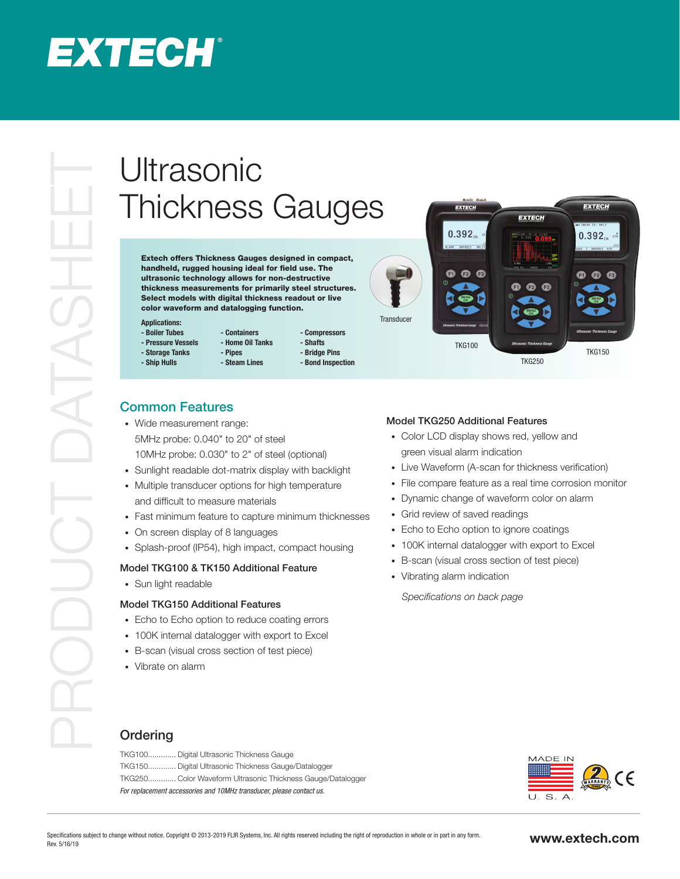# EXTECH

PRODUCT DATASHEET

# Ultrasonic Thickness Gauges

**Extech offers Thickness Gauges designed in compact, handheld, rugged housing ideal for field use. The ultrasonic technology allows for non-destructive thickness measurements for primarily steel structures. Select models with digital thickness readout or live color waveform and datalogging function.**

**Applications:**

| | | |
|---|---|---|
| - Boiler Tubes | - Containers | - Compressors |
| - Pressure Vessels | - Home Oil Tanks | - Shafts |
| - Storage Tanks | - Pipes | - Bridge Pins |
| - Ship Hulls | - Steam Lines | - Bond Inspection |

Transducer

TKG100

TKG250

TKG150

## Common Features

- Wide measurement range:
  5MHz probe: 0.040" to 20" of steel
  10MHz probe: 0.030" to 2" of steel (optional)
- Sunlight readable dot-matrix display with backlight
- Multiple transducer options for high temperature and difficult to measure materials
- Fast minimum feature to capture minimum thicknesses
- On screen display of 8 languages
- Splash-proof (IP54), high impact, compact housing

### Model TKG100 & TK150 Additional Feature

- Sun light readable

### Model TKG150 Additional Features

- Echo to Echo option to reduce coating errors
- 100K internal datalogger with export to Excel
- B-scan (visual cross section of test piece)
- Vibrate on alarm

### Model TKG250 Additional Features

- Color LCD display shows red, yellow and green visual alarm indication
- Live Waveform (A-scan for thickness verification)
- File compare feature as a real time corrosion monitor
- Dynamic change of waveform color on alarm
- Grid review of saved readings
- Echo to Echo option to ignore coatings
- 100K internal datalogger with export to Excel
- B-scan (visual cross section of test piece)
- Vibrating alarm indication

*Specifications on back page*

## Ordering

TKG100............ Digital Ultrasonic Thickness Gauge
TKG150............ Digital Ultrasonic Thickness Gauge/Datalogger
TKG250............ Color Waveform Ultrasonic Thickness Gauge/Datalogger

*For replacement accessories and 10MHz transducer, please contact us.*

MADE IN U. S. A.

Specifications subject to change without notice. Copyright © 2013-2019 FLIR Systems, Inc. All rights reserved including the right of reproduction in whole or in part in any form.
Rev. 5/16/19

**www.extech.com**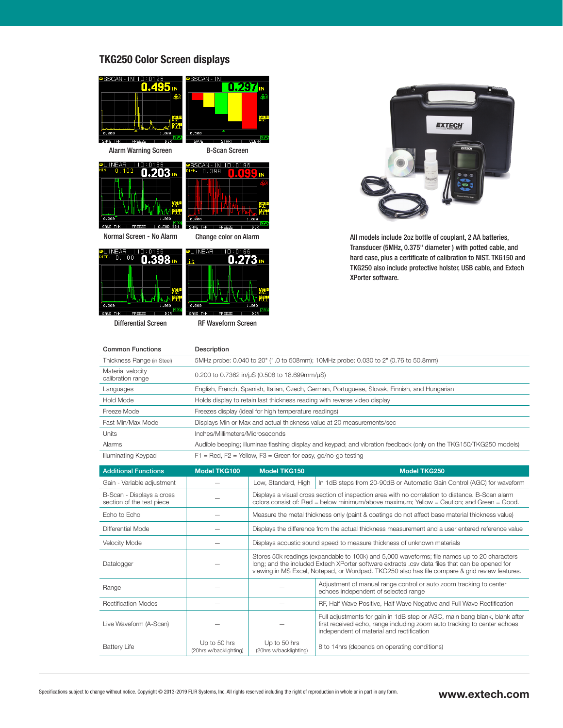## TKG250 Color Screen displays

Alarm Warning Screen

B-Scan Screen

Normal Screen - No Alarm

Change color on Alarm

Differential Screen

RF Waveform Screen

All models include 2oz bottle of couplant, 2 AA batteries, Transducer (5MHz, 0.375" diameter ) with potted cable, and hard case, plus a certificate of calibration to NIST. TKG150 and TKG250 also include protective holster, USB cable, and Extech XPorter software.

| Common Functions | Description |
|---|---|
| Thickness Range (in Steel) | 5MHz probe: 0.040 to 20" (1.0 to 508mm); 10MHz probe: 0.030 to 2" (0.76 to 50.8mm) |
| Material velocity calibration range | 0.200 to 0.7362 in/µS (0.508 to 18.699mm/µS) |
| Languages | English, French, Spanish, Italian, Czech, German, Portuguese, Slovak, Finnish, and Hungarian |
| Hold Mode | Holds display to retain last thickness reading with reverse video display |
| Freeze Mode | Freezes display (ideal for high temperature readings) |
| Fast Min/Max Mode | Displays Min or Max and actual thickness value at 20 measurements/sec |
| Units | Inches/Millimeters/Microseconds |
| Alarms | Audible beeping; illuminae flashing display and keypad; and vibration feedback (only on the TKG150/TKG250 models) |
| Illuminating Keypad | F1 = Red, F2 = Yellow, F3 = Green for easy, go/no-go testing |

| Additional Functions | Model TKG100 | Model TKG150 | Model TKG250 |
|---|---|---|---|
| Gain - Variable adjustment | — | Low, Standard, High | In 1dB steps from 20-90dB or Automatic Gain Control (AGC) for waveform |
| B-Scan - Displays a cross section of the test piece | — | Displays a visual cross section of inspection area with no correlation to distance. B-Scan alarm colors consist of: Red = below minimum/above maximum; Yellow = Caution; and Green = Good. | |
| Echo to Echo | — | Measure the metal thickness only (paint & coatings do not affect base material thickness value) | |
| Differential Mode | — | Displays the difference from the actual thickness measurement and a user entered reference value | |
| Velocity Mode | — | Displays acoustic sound speed to measure thickness of unknown materials | |
| Datalogger | — | Stores 50k readings (expandable to 100k) and 5,000 waveforms; file names up to 20 characters long; and the included Extech XPorter software extracts .csv data files that can be opened for viewing in MS Excel, Notepad, or Wordpad. TKG250 also has file compare & grid review features. | |
| Range | — | — | Adjustment of manual range control or auto zoom tracking to center echoes independent of selected range |
| Rectification Modes | — | — | RF, Half Wave Positive, Half Wave Negative and Full Wave Rectification |
| Live Waveform (A-Scan) | — | — | Full adjustments for gain in 1dB step or AGC, main bang blank, blank after first received echo, range including zoom auto tracking to center echoes independent of material and rectification |
| Battery Life | Up to 50 hrs (20hrs w/backlighting) | Up to 50 hrs (20hrs w/backlighting) | 8 to 14hrs (depends on operating conditions) |

Specifications subject to change without notice. Copyright © 2013-2019 FLIR Systems, Inc. All rights reserved including the right of reproduction in whole or in part in any form.

**www.extech.com**